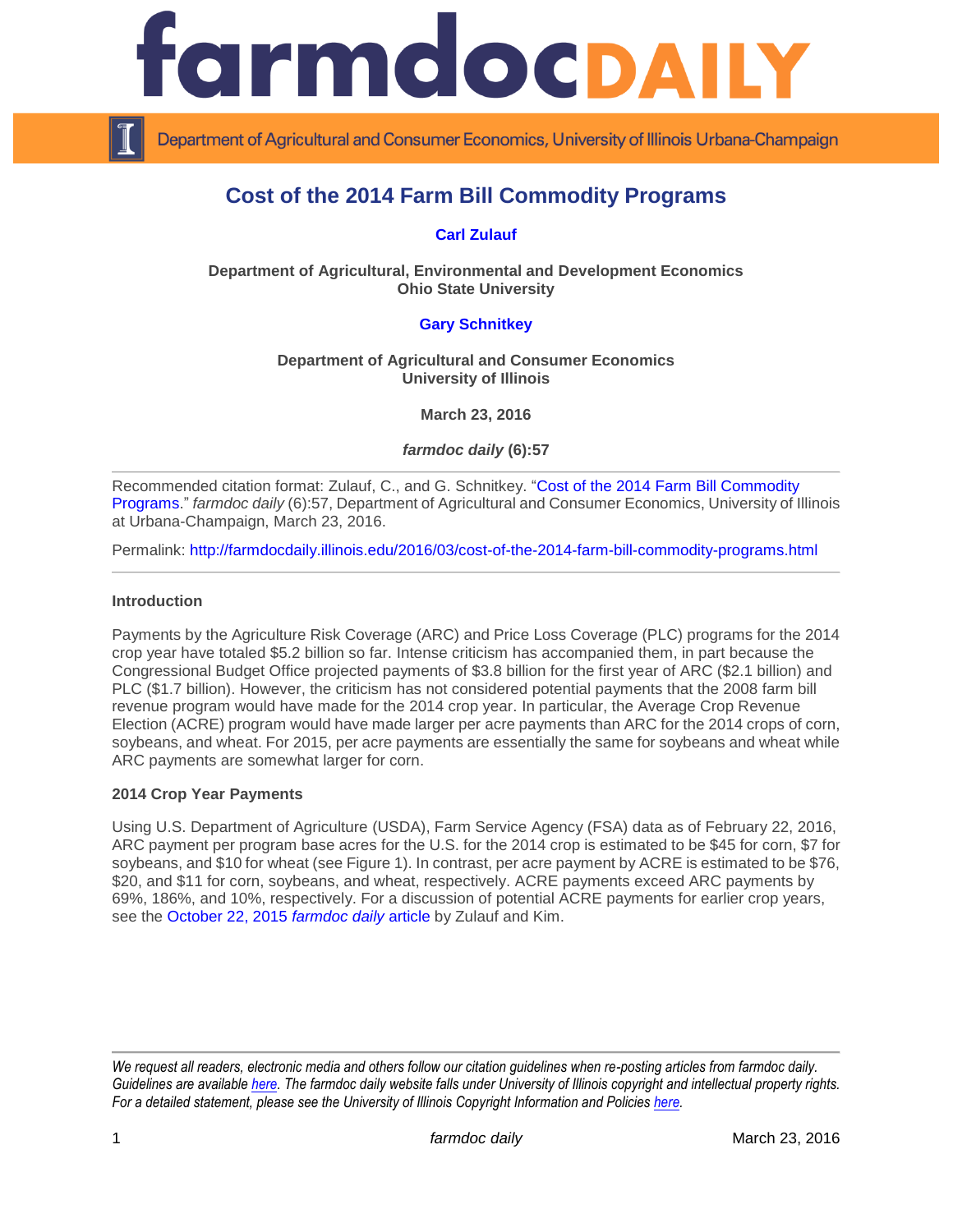# Cost of the 2014 Farm Bill Commodity Programs

**Carl Zulauf**

**Department of Agricultural, Environmental and Development Economics**
**Ohio State University**

**Gary Schnitkey**

**Department of Agricultural and Consumer Economics**
**University of Illinois**

**March 23, 2016**

***farmdoc daily* (6):57**

---

Recommended citation format: Zulauf, C., and G. Schnitkey. "Cost of the 2014 Farm Bill Commodity Programs." *farmdoc daily* (6):57, Department of Agricultural and Consumer Economics, University of Illinois at Urbana-Champaign, March 23, 2016.

Permalink: http://farmdocdaily.illinois.edu/2016/03/cost-of-the-2014-farm-bill-commodity-programs.html

---

### Introduction

Payments by the Agriculture Risk Coverage (ARC) and Price Loss Coverage (PLC) programs for the 2014 crop year have totaled $5.2 billion so far. Intense criticism has accompanied them, in part because the Congressional Budget Office projected payments of $3.8 billion for the first year of ARC ($2.1 billion) and PLC ($1.7 billion). However, the criticism has not considered potential payments that the 2008 farm bill revenue program would have made for the 2014 crop year. In particular, the Average Crop Revenue Election (ACRE) program would have made larger per acre payments than ARC for the 2014 crops of corn, soybeans, and wheat. For 2015, per acre payments are essentially the same for soybeans and wheat while ARC payments are somewhat larger for corn.

### 2014 Crop Year Payments

Using U.S. Department of Agriculture (USDA), Farm Service Agency (FSA) data as of February 22, 2016, ARC payment per program base acres for the U.S. for the 2014 crop is estimated to be $45 for corn, $7 for soybeans, and $10 for wheat (see Figure 1). In contrast, per acre payment by ACRE is estimated to be $76, $20, and $11 for corn, soybeans, and wheat, respectively. ACRE payments exceed ARC payments by 69%, 186%, and 10%, respectively. For a discussion of potential ACRE payments for earlier crop years, see the October 22, 2015 *farmdoc daily* article by Zulauf and Kim.

---

*We request all readers, electronic media and others follow our citation guidelines when re-posting articles from farmdoc daily. Guidelines are available here. The farmdoc daily website falls under University of Illinois copyright and intellectual property rights. For a detailed statement, please see the University of Illinois Copyright Information and Policies here.*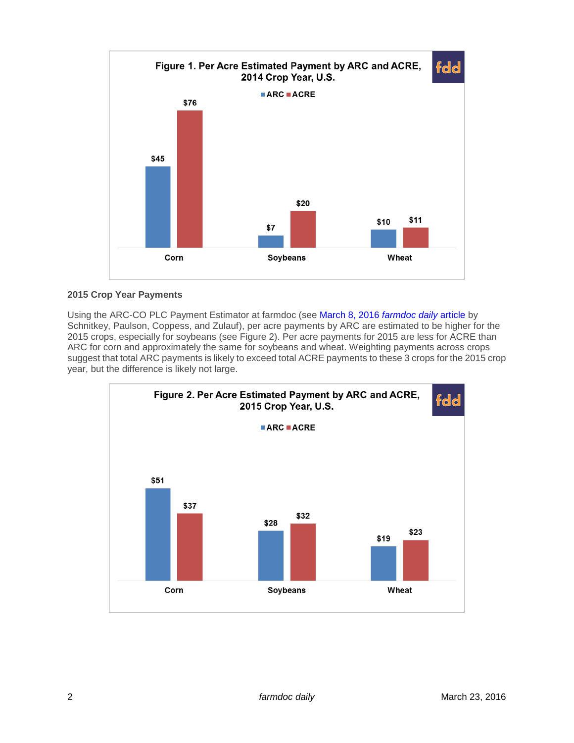Figure 1. Per Acre Estimated Payment by ARC and ACRE, 2014 Crop Year, U.S.

fdd

ARC ACRE

$45
$76
$7
$20
$10
$11

Corn
Soybeans
Wheat

### 2015 Crop Year Payments

Using the ARC-CO PLC Payment Estimator at farmdoc (see March 8, 2016 *farmdoc daily* article by Schnitkey, Paulson, Coppess, and Zulauf), per acre payments by ARC are estimated to be higher for the 2015 crops, especially for soybeans (see Figure 2). Per acre payments for 2015 are less for ACRE than ARC for corn and approximately the same for soybeans and wheat. Weighting payments across crops suggest that total ARC payments is likely to exceed total ACRE payments to these 3 crops for the 2015 crop year, but the difference is likely not large.

Figure 2. Per Acre Estimated Payment by ARC and ACRE, 2015 Crop Year, U.S.

fdd

ARC ACRE

$51
$37
$28
$32
$19
$23

Corn
Soybeans
Wheat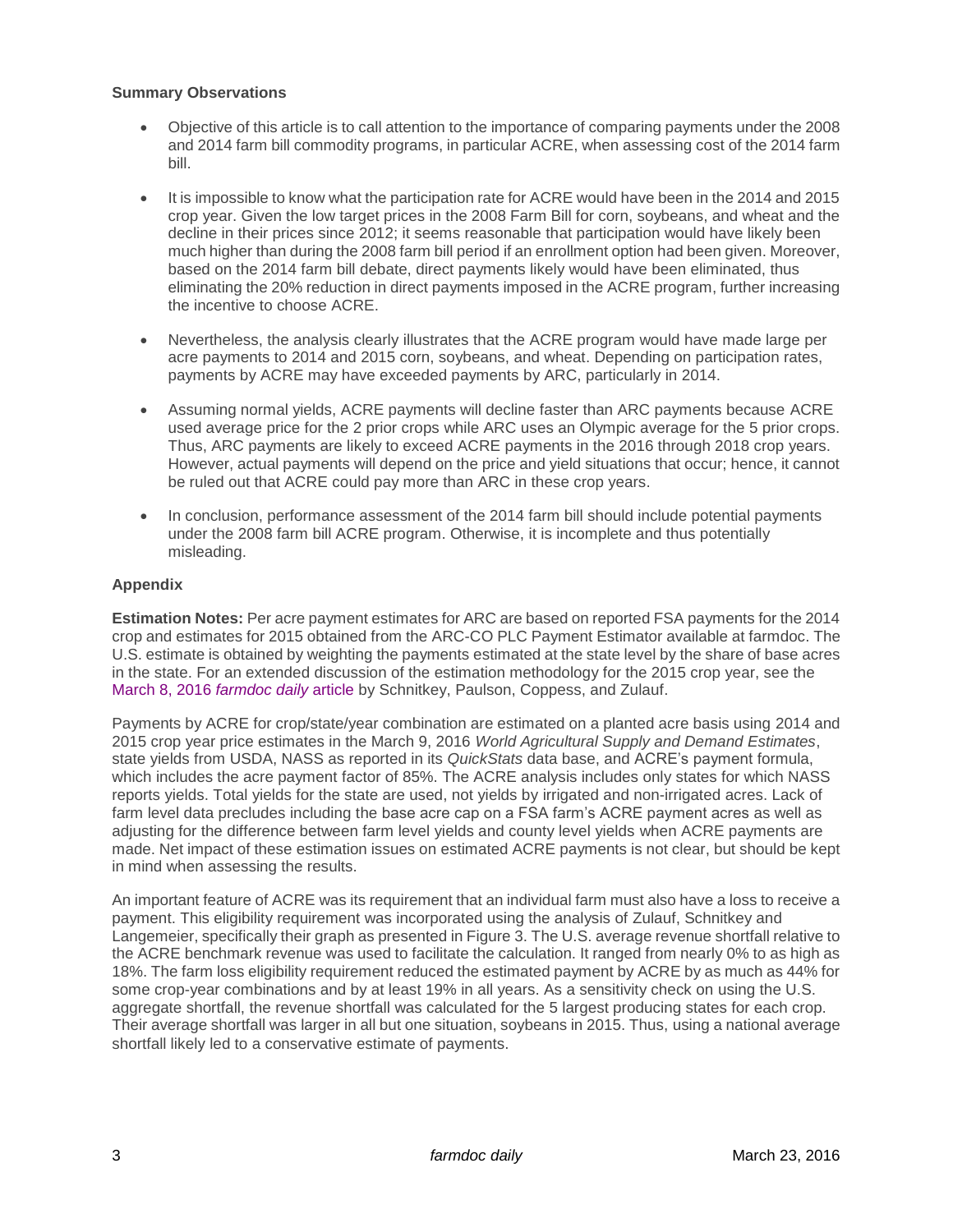### Summary Observations

- Objective of this article is to call attention to the importance of comparing payments under the 2008 and 2014 farm bill commodity programs, in particular ACRE, when assessing cost of the 2014 farm bill.
- It is impossible to know what the participation rate for ACRE would have been in the 2014 and 2015 crop year. Given the low target prices in the 2008 Farm Bill for corn, soybeans, and wheat and the decline in their prices since 2012; it seems reasonable that participation would have likely been much higher than during the 2008 farm bill period if an enrollment option had been given. Moreover, based on the 2014 farm bill debate, direct payments likely would have been eliminated, thus eliminating the 20% reduction in direct payments imposed in the ACRE program, further increasing the incentive to choose ACRE.
- Nevertheless, the analysis clearly illustrates that the ACRE program would have made large per acre payments to 2014 and 2015 corn, soybeans, and wheat. Depending on participation rates, payments by ACRE may have exceeded payments by ARC, particularly in 2014.
- Assuming normal yields, ACRE payments will decline faster than ARC payments because ACRE used average price for the 2 prior crops while ARC uses an Olympic average for the 5 prior crops. Thus, ARC payments are likely to exceed ACRE payments in the 2016 through 2018 crop years. However, actual payments will depend on the price and yield situations that occur; hence, it cannot be ruled out that ACRE could pay more than ARC in these crop years.
- In conclusion, performance assessment of the 2014 farm bill should include potential payments under the 2008 farm bill ACRE program. Otherwise, it is incomplete and thus potentially misleading.

### Appendix

**Estimation Notes:** Per acre payment estimates for ARC are based on reported FSA payments for the 2014 crop and estimates for 2015 obtained from the ARC-CO PLC Payment Estimator available at farmdoc. The U.S. estimate is obtained by weighting the payments estimated at the state level by the share of base acres in the state. For an extended discussion of the estimation methodology for the 2015 crop year, see the March 8, 2016 *farmdoc daily* article by Schnitkey, Paulson, Coppess, and Zulauf.

Payments by ACRE for crop/state/year combination are estimated on a planted acre basis using 2014 and 2015 crop year price estimates in the March 9, 2016 *World Agricultural Supply and Demand Estimates*, state yields from USDA, NASS as reported in its *QuickStats* data base, and ACRE's payment formula, which includes the acre payment factor of 85%. The ACRE analysis includes only states for which NASS reports yields. Total yields for the state are used, not yields by irrigated and non-irrigated acres. Lack of farm level data precludes including the base acre cap on a FSA farm's ACRE payment acres as well as adjusting for the difference between farm level yields and county level yields when ACRE payments are made. Net impact of these estimation issues on estimated ACRE payments is not clear, but should be kept in mind when assessing the results.

An important feature of ACRE was its requirement that an individual farm must also have a loss to receive a payment. This eligibility requirement was incorporated using the analysis of Zulauf, Schnitkey and Langemeier, specifically their graph as presented in Figure 3. The U.S. average revenue shortfall relative to the ACRE benchmark revenue was used to facilitate the calculation. It ranged from nearly 0% to as high as 18%. The farm loss eligibility requirement reduced the estimated payment by ACRE by as much as 44% for some crop-year combinations and by at least 19% in all years. As a sensitivity check on using the U.S. aggregate shortfall, the revenue shortfall was calculated for the 5 largest producing states for each crop. Their average shortfall was larger in all but one situation, soybeans in 2015. Thus, using a national average shortfall likely led to a conservative estimate of payments.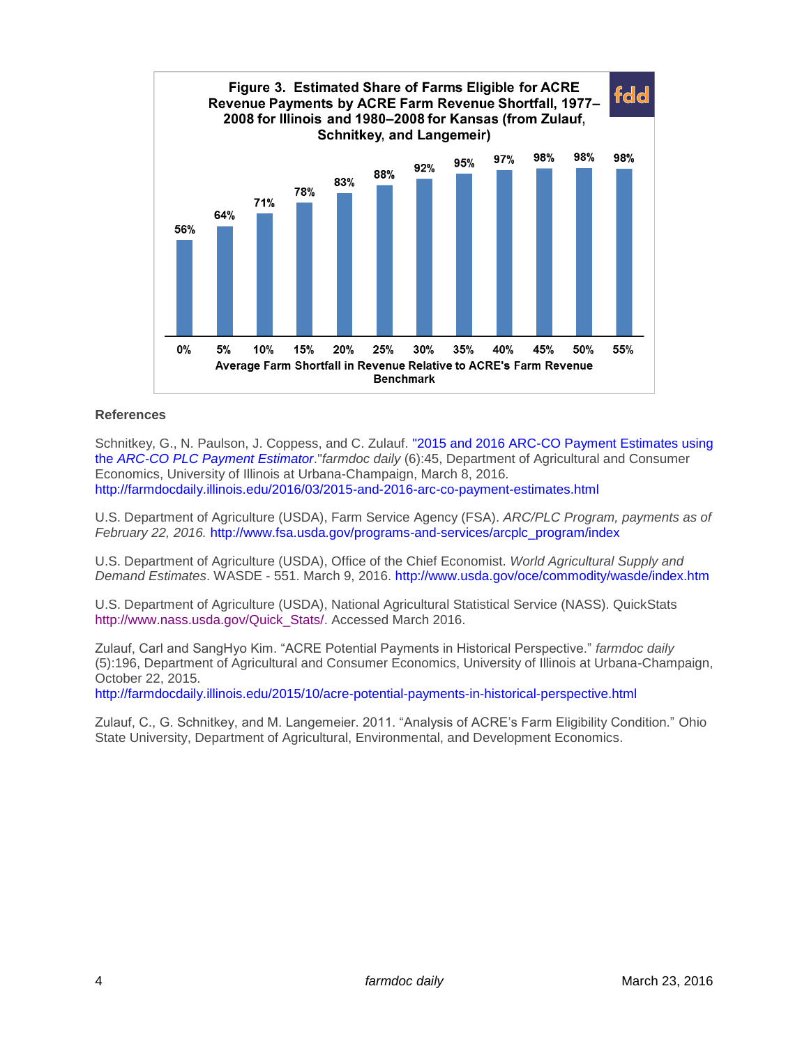Figure 3. Estimated Share of Farms Eligible for ACRE Revenue Payments by ACRE Farm Revenue Shortfall, 1977–2008 for Illinois and 1980–2008 for Kansas (from Zulauf, Schnitkey, and Langemeir)

fdd

56%
64%
71%
78%
83%
88%
92%
95%
97%
98%
98%
98%

0%
5%
10%
15%
20%
25%
30%
35%
40%
45%
50%
55%

Average Farm Shortfall in Revenue Relative to ACRE's Farm Revenue Benchmark

### References

Schnitkey, G., N. Paulson, J. Coppess, and C. Zulauf. "2015 and 2016 ARC-CO Payment Estimates using the *ARC-CO PLC Payment Estimator*."*farmdoc daily* (6):45, Department of Agricultural and Consumer Economics, University of Illinois at Urbana-Champaign, March 8, 2016. http://farmdocdaily.illinois.edu/2016/03/2015-and-2016-arc-co-payment-estimates.html

U.S. Department of Agriculture (USDA), Farm Service Agency (FSA). *ARC/PLC Program, payments as of February 22, 2016.* http://www.fsa.usda.gov/programs-and-services/arcplc_program/index

U.S. Department of Agriculture (USDA), Office of the Chief Economist. *World Agricultural Supply and Demand Estimates*. WASDE - 551. March 9, 2016. http://www.usda.gov/oce/commodity/wasde/index.htm

U.S. Department of Agriculture (USDA), National Agricultural Statistical Service (NASS). QuickStats http://www.nass.usda.gov/Quick_Stats/. Accessed March 2016.

Zulauf, Carl and SangHyo Kim. "ACRE Potential Payments in Historical Perspective." *farmdoc daily* (5):196, Department of Agricultural and Consumer Economics, University of Illinois at Urbana-Champaign, October 22, 2015.
http://farmdocdaily.illinois.edu/2015/10/acre-potential-payments-in-historical-perspective.html

Zulauf, C., G. Schnitkey, and M. Langemeier. 2011. "Analysis of ACRE's Farm Eligibility Condition." Ohio State University, Department of Agricultural, Environmental, and Development Economics.